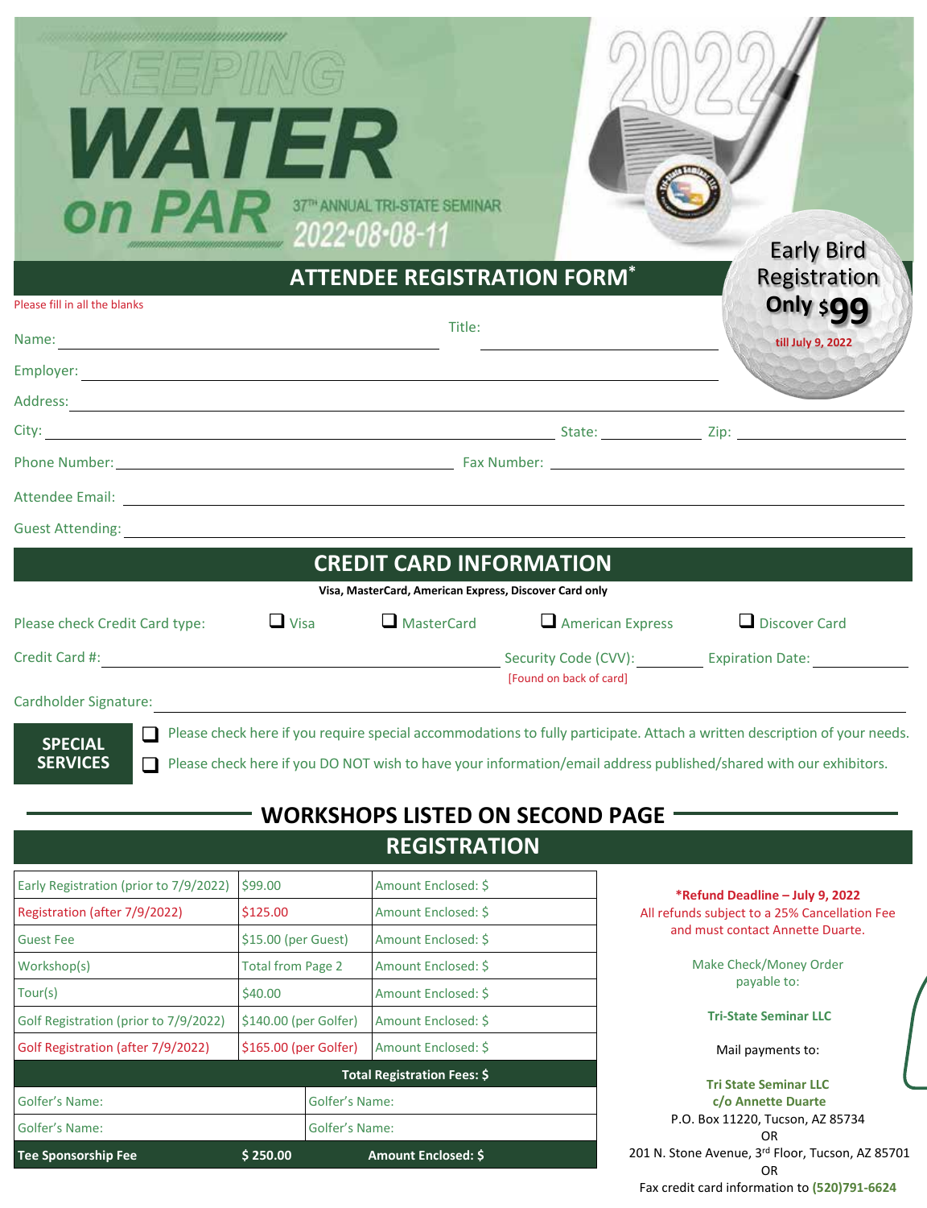# KEEPING WATER on PAR

2022

37TH ANNUAL TRI-STATE SEMINAR

2022•08•08-11

Early Bird Registration **Only $99** till July 9, 2022

## ATTENDEE REGISTRATION FORM*

Please fill in all the blanks

Name: ______________________ Title: ______________________

Employer: ______________________

Address: ______________________

City: ______________________ State: __________ Zip: __________

Phone Number: ______________________ Fax Number: ______________________

Attendee Email: ______________________

Guest Attending: ______________________

## CREDIT CARD INFORMATION

**Visa, MasterCard, American Express, Discover Card only**

Please check Credit Card type: ❑ Visa ❑ MasterCard ❑ American Express ❑ Discover Card

Credit Card #: ______________________ Security Code (CVV): ________ [Found on back of card] Expiration Date: ________

Cardholder Signature: ______________________

**SPECIAL SERVICES**

❑ Please check here if you require special accommodations to fully participate. Attach a written description of your needs.

❑ Please check here if you DO NOT wish to have your information/email address published/shared with our exhibitors.

## WORKSHOPS LISTED ON SECOND PAGE

## REGISTRATION

| | | |
|---|---|---|
| Early Registration (prior to 7/9/2022) | $99.00 | Amount Enclosed: $ |
| Registration (after 7/9/2022) | $125.00 | Amount Enclosed: $ |
| Guest Fee | $15.00 (per Guest) | Amount Enclosed: $ |
| Workshop(s) | Total from Page 2 | Amount Enclosed: $ |
| Tour(s) | $40.00 | Amount Enclosed: $ |
| Golf Registration (prior to 7/9/2022) | $140.00 (per Golfer) | Amount Enclosed: $ |
| Golf Registration (after 7/9/2022) | $165.00 (per Golfer) | Amount Enclosed: $ |
| | | **Total Registration Fees: $** |
| Golfer's Name: | Golfer's Name: | |
| Golfer's Name: | Golfer's Name: | |
| **Tee Sponsorship Fee** | **$ 250.00** | **Amount Enclosed: $** |

**\*Refund Deadline – July 9, 2022**
All refunds subject to a 25% Cancellation Fee and must contact Annette Duarte.

Make Check/Money Order payable to:

**Tri-State Seminar LLC**

Mail payments to:

**Tri State Seminar LLC**
**c/o Annette Duarte**
P.O. Box 11220, Tucson, AZ 85734
OR
201 N. Stone Avenue, 3rd Floor, Tucson, AZ 85701
OR
Fax credit card information to **(520)791-6624**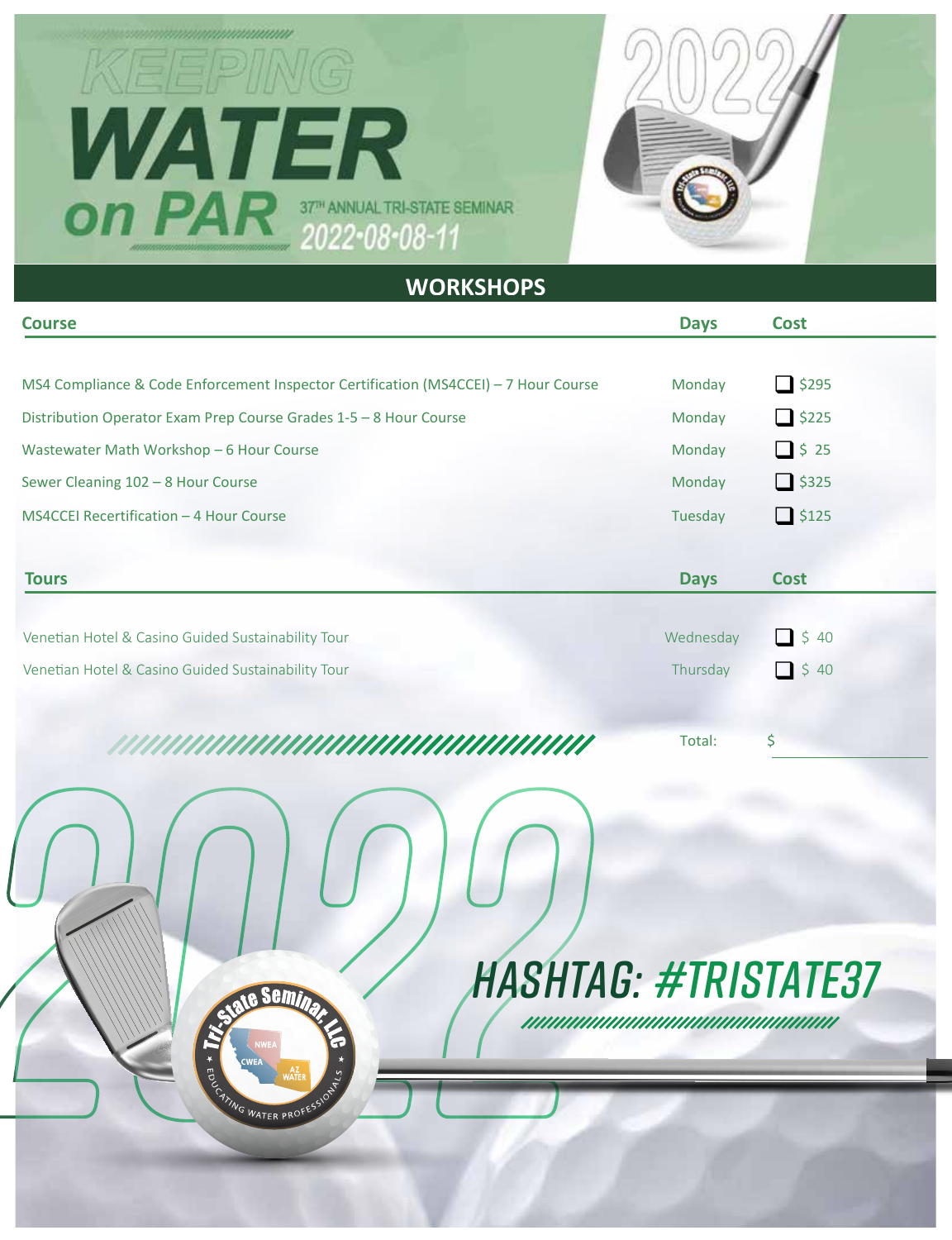# KEEPING WATER on PAR

37TH ANNUAL TRI-STATE SEMINAR

2022-08-08-11

2022

## WORKSHOPS

| Course | Days | Cost |
|---|---|---|
| MS4 Compliance & Code Enforcement Inspector Certification (MS4CCEI) – 7 Hour Course | Monday | ❑ $295 |
| Distribution Operator Exam Prep Course Grades 1-5 – 8 Hour Course | Monday | ❑ $225 |
| Wastewater Math Workshop – 6 Hour Course | Monday | ❑ $ 25 |
| Sewer Cleaning 102 – 8 Hour Course | Monday | ❑ $325 |
| MS4CCEI Recertification – 4 Hour Course | Tuesday | ❑ $125 |

| Tours | Days | Cost |
|---|---|---|
| Venetian Hotel & Casino Guided Sustainability Tour | Wednesday | ❑ $ 40 |
| Venetian Hotel & Casino Guided Sustainability Tour | Thursday | ❑ $ 40 |

Total: $ ____________

2022

HASHTAG: #TRISTATE37

Tri-State Seminar, LLC – NWEA – CWEA – AZ WATER – EDUCATING WATER PROFESSIONALS